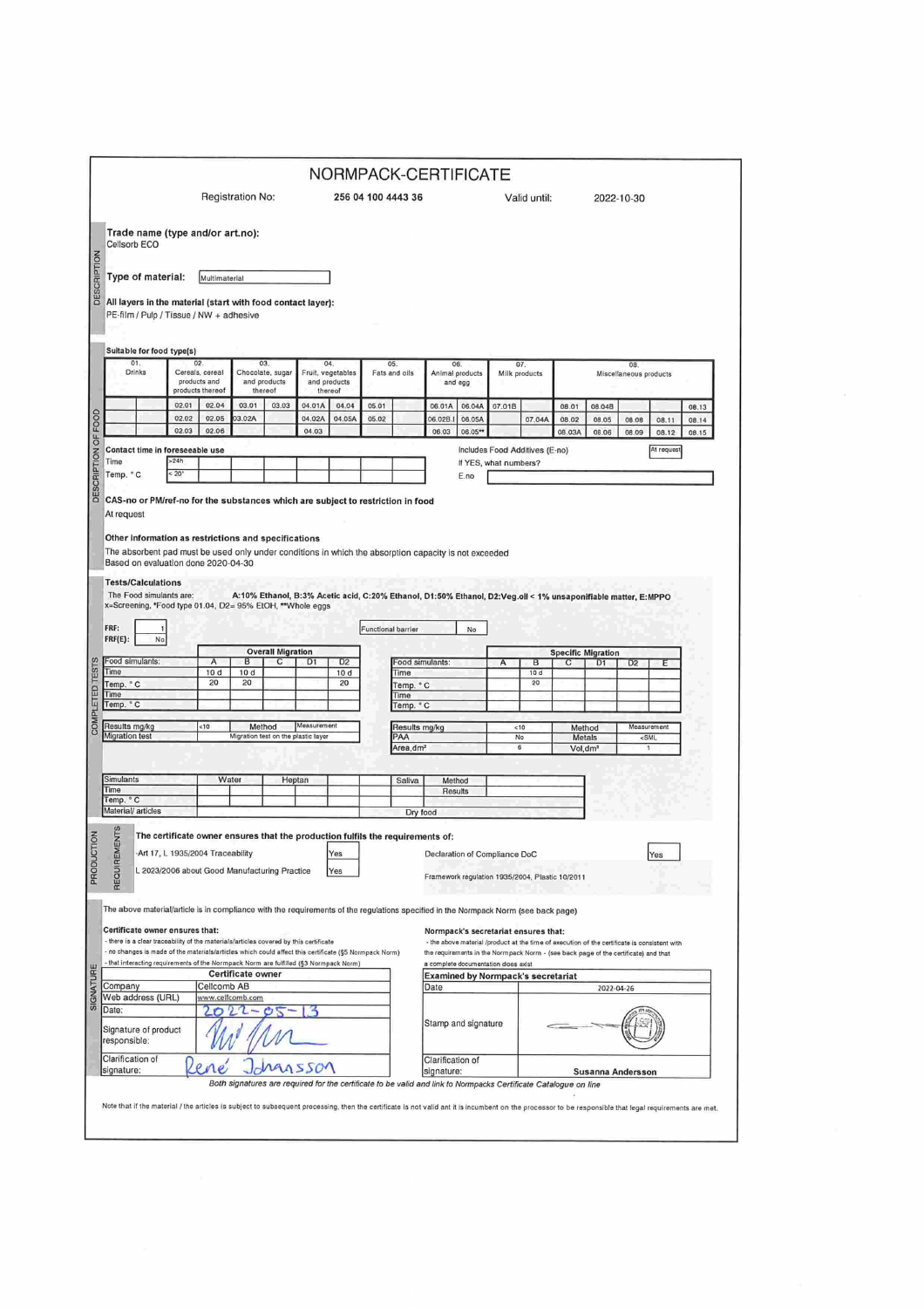# NORMPACK-CERTIFICATE

Registration No: **256 04 100 4443 36** Valid until: 2022-10-30

## DESCRIPTION

**Trade name (type and/or art.no):**
Cellsorb ECO

**Type of material:** Multimaterial

**All layers in the material (start with food contact layer):**
PE-film / Pulp / Tissue / NW + adhesive

## DESCRIPTION OF FOOD

**Suitable for food type(s)**

| 01. Drinks | | 02. Cereals, cereal products and products thereof | | 03. Chocolate, sugar and products thereof | | 04. Fruit, vegetables and products thereof | | 05. Fats and oils | | 06. Animal products and egg | | 07. Milk products | | 08. Miscellaneous products | | | | | |
|---|---|---|---|---|---|---|---|---|---|---|---|---|---|---|---|---|---|---|---|
| | | 02.01 | 02.04 | 03.01 | 03.03 | 04.01A | 04.04 | 05.01 | | 06.01A | 06.04A | 07.01B | | 08.01 | 08.04B | | | | 08.13 |
| | | 02.02 | 02.05 | 03.02A | | 04.02A | 04.05A | 05.02 | | 06.02B.I | 06.05A | | 07.04A | 08.02 | 08.05 | 08.08 | 08.11 | | 08.14 |
| | | 02.03 | 02.06 | | | 04.03 | | | | 06.03 | 06.05** | | | 08.03A | 08.06 | 08.09 | 08.12 | | 08.15 |

**Contact time in foreseeable use**

| Time | >24h | | | | | | | | |
|---|---|---|---|---|---|---|---|---|---|
| Temp. ° C | < 20° | | | | | | | | |

Includes Food Additives (E-no): At request

If YES, what numbers?

E.no

**CAS-no or PM/ref-no for the substances which are subject to restriction in food**

At request

**Other information as restrictions and specifications**

The absorbent pad must be used only under conditions in which the absorption capacity is not exceeded
Based on evaluation done 2020-04-30

## COMPLETED TESTS

**Tests/Calculations**

The Food simulants are: **A:10% Ethanol, B:3% Acetic acid, C:20% Ethanol, D1:50% Ethanol, D2:Veg.oil < 1% unsaponifiable matter, E:MPPO**
x=Screening, *Food type 01.04, D2= 95% EtOH, **Whole eggs

FRF: 1
FRF(E): No

Functional barrier: No

**Overall Migration**

| Food simulants: | A | B | C | D1 | D2 |
|---|---|---|---|---|---|
| Time | 10 d | 10 d | | | 10 d |
| Temp. ° C | 20 | 20 | | | 20 |
| Time | | | | | |
| Temp. ° C | | | | | |

| Results mg/kg | <10 | Method | Measurement |
|---|---|---|---|
| Migration test | Migration test on the plastic layer | | |

**Specific Migration**

| Food simulants: | A | B | C | D1 | D2 | E |
|---|---|---|---|---|---|---|
| Time | | 10 d | | | | |
| Temp. ° C | | 20 | | | | |
| Time | | | | | | |
| Temp. ° C | | | | | | |

| Results mg/kg | <10 | Method | Measurement |
|---|---|---|---|
| PAA | No | Metals | <SML |
| Area,dm² | 6 | Vol,dm³ | 1 |

| Simulants | Water | | Heptan | | | Saliva | Method | |
|---|---|---|---|---|---|---|---|---|
| Time | | | | | | | Results | |
| Temp. ° C | | | | | | | | |
| Material/ articles | | | | | | Dry food | | |

## PRODUCTION REQUIREMENTS

**The certificate owner ensures that the production fulfils the requirements of:**

- Art 17, L 1935/2004 Traceability: Yes
- L 2023/2006 about Good Manufacturing Practice: Yes

Declaration of Compliance DoC: Yes

Framework regulation 1935/2004, Plastic 10/2011

## SIGNATURE

The above material/article is in compliance with the requirements of the regulations specified in the Normpack Norm (see back page)

**Certificate owner ensures that:**
- there is a clear traceability of the materials/articles covered by this certificate
- no changes is made of the materials/articles which could affect this certificate (§5 Normpack Norm)
- that interacting requirements of the Normpack Norm are fulfilled (§3 Normpack Norm)

**Normpack's secretariat ensures that:**
- the above material /product at the time of execution of the certificate is consistent with the requirements in the Normpack Norm - (see back page of the certificate) and that a complete documentation does exist

| Certificate owner | |
|---|---|
| Company | Cellcomb AB |
| Web address (URL) | www.cellcomb.com |
| Date: | 2022-05-13 |
| Signature of product responsible: | [signature] |
| Clarification of signature: | René Johansson |

| Examined by Normpack's secretariat | |
|---|---|
| Date | 2022-04-26 |
| Stamp and signature | [signature and stamp] |
| Clarification of signature: | Susanna Andersson |

*Both signatures are required for the certificate to be valid and link to Normpacks Certificate Catalogue on line*

Note that if the material / the articles is subject to subsequent processing, then the certificate is not valid ant it is incumbent on the processor to be responsible that legal requirements are met.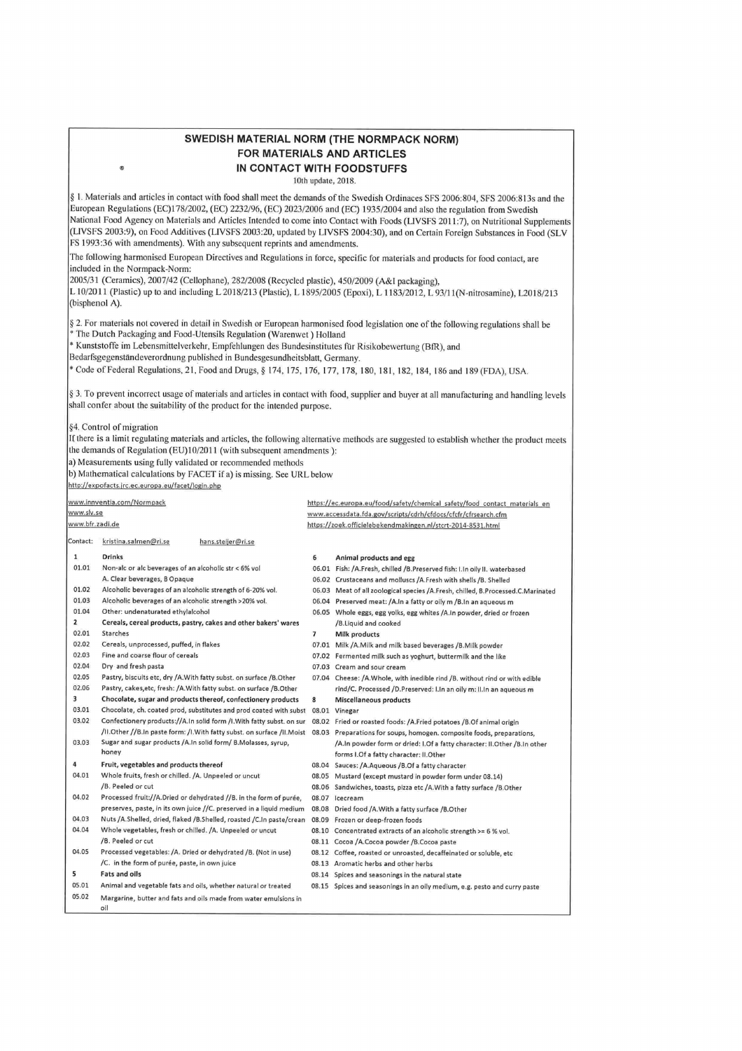# SWEDISH MATERIAL NORM (THE NORMPACK NORM) FOR MATERIALS AND ARTICLES IN CONTACT WITH FOODSTUFFS

10th update, 2018.

§ 1. Materials and articles in contact with food shall meet the demands of the Swedish Ordinaces SFS 2006:804, SFS 2006:813s and the European Regulations (EC)178/2002, (EC) 2232/96, (EC) 2023/2006 and (EC) 1935/2004 and also the regulation from Swedish National Food Agency on Materials and Articles Intended to come into Contact with Foods (LIVSFS 2011:7), on Nutritional Supplements (LIVSFS 2003:9), on Food Additives (LIVSFS 2003:20, updated by LIVSFS 2004:30), and on Certain Foreign Substances in Food (SLV FS 1993:36 with amendments). With any subsequent reprints and amendments.

The following harmonised European Directives and Regulations in force, specific for materials and products for food contact, are included in the Normpack-Norm:

2005/31 (Ceramics), 2007/42 (Cellophane), 282/2008 (Recycled plastic), 450/2009 (A&I packaging),
L 10/2011 (Plastic) up to and including L 2018/213 (Plastic), L 1895/2005 (Epoxi), L 1183/2012, L 93/11(N-nitrosamine), L2018/213 (bisphenol A).

§ 2. For materials not covered in detail in Swedish or European harmonised food legislation one of the following regulations shall be

* The Dutch Packaging and Food-Utensils Regulation (Warenwet ) Holland
* Kunststoffe im Lebensmittelverkehr, Empfehlungen des Bundesinstitutes für Risikobewertung (BfR), and Bedarfsgegenständeverordnung published in Bundesgesundheitsblatt, Germany.
* Code of Federal Regulations, 21, Food and Drugs, § 174, 175, 176, 177, 178, 180, 181, 182, 184, 186 and 189 (FDA), USA.

§ 3. To prevent incorrect usage of materials and articles in contact with food, supplier and buyer at all manufacturing and handling levels shall confer about the suitability of the product for the intended purpose.

§4. Control of migration

If there is a limit regulating materials and articles, the following alternative methods are suggested to establish whether the product meets the demands of Regulation (EU)10/2011 (with subsequent amendments ):

a) Measurements using fully validated or recommended methods

b) Mathematical calculations by FACET if a) is missing. See URL below

http://expofacts.jrc.ec.europa.eu/facet/login.php

www.innventia.com/Normpack
www.slv.se
www.bfr.zadi.de

https://ec.europa.eu/food/safety/chemical_safety/food_contact_materials_en
www.accessdata.fda.gov/scripts/cdrh/cfdocs/cfcfr/cfrsearch.cfm
https://zoek.officielebekendmakingen.nl/stcrt-2014-8531.html

Contact: kristina.salmen@ri.se hans.steijer@ri.se

| | |
|---|---|
| **1** | **Drinks** |
| 01.01 | Non-alc or alc beverages of an alcoholic str < 6% vol A. Clear beverages, B Opaque |
| 01.02 | Alcoholic beverages of an alcoholic strength of 6-20% vol. |
| 01.03 | Alcoholic beverages of an alcoholic strength >20% vol. |
| 01.04 | Other: undenaturated ethylalcohol |
| **2** | **Cereals, cereal products, pastry, cakes and other bakers' wares** |
| 02.01 | Starches |
| 02.02 | Cereals, unprocessed, puffed, in flakes |
| 02.03 | Fine and coarse flour of cereals |
| 02.04 | Dry and fresh pasta |
| 02.05 | Pastry, biscuits etc, dry /A.With fatty subst. on surface /B.Other |
| 02.06 | Pastry, cakes,etc, fresh: /A.With fatty subst. on surface /B.Other |
| **3** | **Chocolate, sugar and products thereof, confectionery products** |
| 03.01 | Chocolate, ch. coated prod, substitutes and prod coated with subst |
| 03.02 | Confectionery products://A.In solid form /I.With fatty subst. on sur /II.Other //B.In paste form: /I.With fatty subst. on surface /II.Moist |
| 03.03 | Sugar and sugar products /A.In solid form/ B.Molasses, syrup, honey |
| **4** | **Fruit, vegetables and products thereof** |
| 04.01 | Whole fruits, fresh or chilled. /A. Unpeeled or uncut /B. Peeled or cut |
| 04.02 | Processed fruit://A.Dried or dehydrated //B. in the form of purée, preserves, paste, in its own juice //C. preserved in a liquid medium |
| 04.03 | Nuts /A.Shelled, dried, flaked /B.Shelled, roasted /C.In paste/cream |
| 04.04 | Whole vegetables, fresh or chilled. /A. Unpeeled or uncut /B. Peeled or cut |
| 04.05 | Processed vegetables: /A. Dried or dehydrated /B. (Not in use) /C. in the form of purée, paste, in own juice |
| **5** | **Fats and oils** |
| 05.01 | Animal and vegetable fats and oils, whether natural or treated |
| 05.02 | Margarine, butter and fats and oils made from water emulsions in oil |
| **6** | **Animal products and egg** |
| 06.01 | Fish: /A.Fresh, chilled /B.Preserved fish: I.In oily II. waterbased |
| 06.02 | Crustaceans and molluscs /A.Fresh with shells /B. Shelled |
| 06.03 | Meat of all zoological species /A.Fresh, chilled, B.Processed.C.Marinated |
| 06.04 | Preserved meat: /A.In a fatty or oily m /B.In an aqueous m |
| 06.05 | Whole eggs, egg yolks, egg whites /A.In powder, dried or frozen /B.Liquid and cooked |
| **7** | **Milk products** |
| 07.01 | Milk /A.Milk and milk based beverages /B.Milk powder |
| 07.02 | Fermented milk such as yoghurt, buttermilk and the like |
| 07.03 | Cream and sour cream |
| 07.04 | Cheese: /A.Whole, with inedible rind /B. without rind or with edible rind/C. Processed /D.Preserved: I.In an oily m: II.In an aqueous m |
| **8** | **Miscellaneous products** |
| 08.01 | Vinegar |
| 08.02 | Fried or roasted foods: /A.Fried potatoes /B.Of animal origin |
| 08.03 | Preparations for soups, homogen. composite foods, preparations, /A.In powder form or dried: I.Of a fatty character: II.Other /B.In other forms I.Of a fatty character: II.Other |
| 08.04 | Sauces: /A.Aqueous /B.Of a fatty character |
| 08.05 | Mustard (except mustard in powder form under 08.14) |
| 08.06 | Sandwiches, toasts, pizza etc /A.With a fatty surface /B.Other |
| 08.07 | Icecream |
| 08.08 | Dried food /A.With a fatty surface /B.Other |
| 08.09 | Frozen or deep-frozen foods |
| 08.10 | Concentrated extracts of an alcoholic strength >= 6 % vol. |
| 08.11 | Cocoa /A.Cocoa powder /B.Cocoa paste |
| 08.12 | Coffee, roasted or unroasted, decaffeinated or soluble, etc |
| 08.13 | Aromatic herbs and other herbs |
| 08.14 | Spices and seasonings in the natural state |
| 08.15 | Spices and seasonings in an oily medium, e.g. pesto and curry paste |